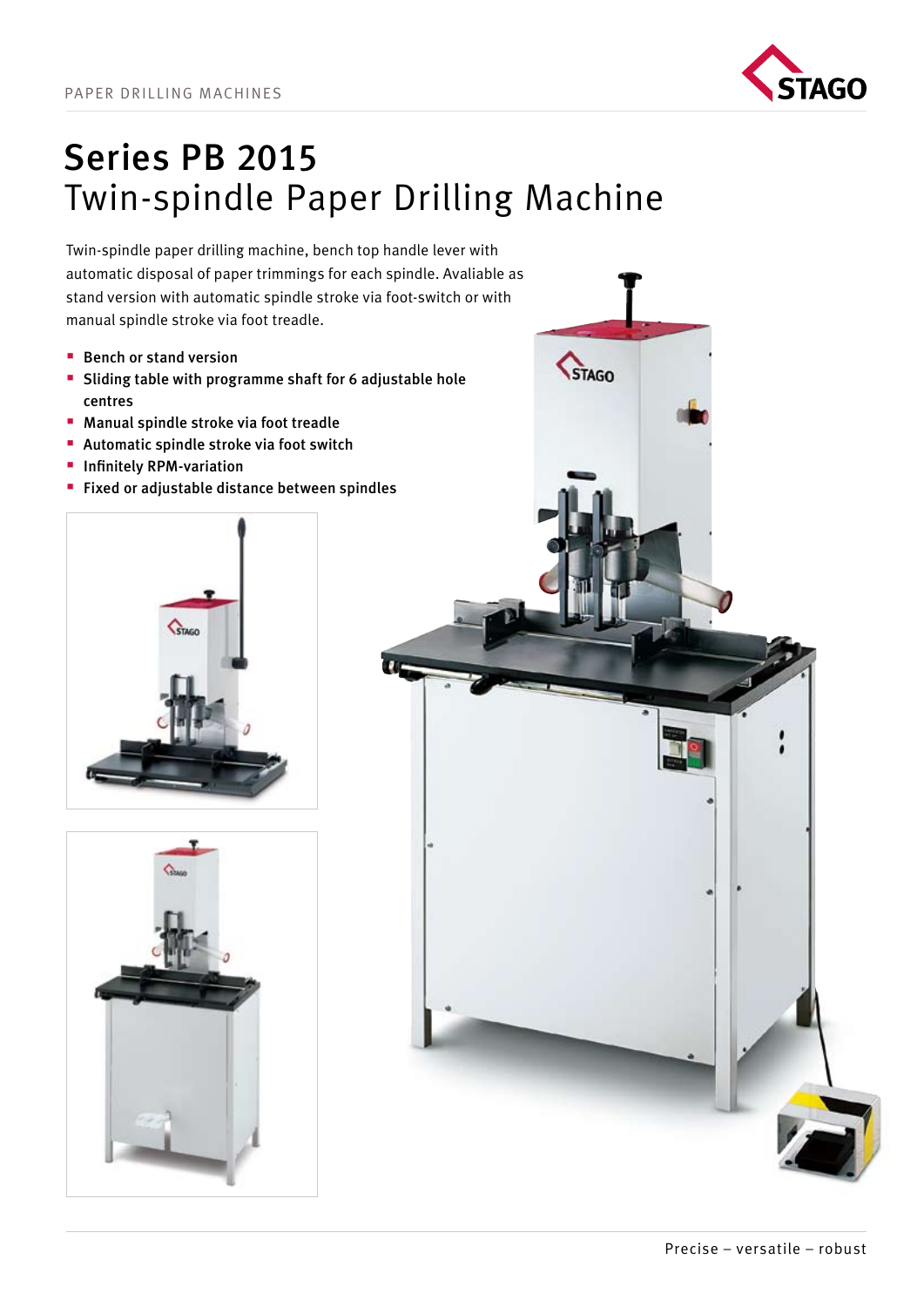# Series PB 2015
## Twin-spindle Paper Drilling Machine

Twin-spindle paper drilling machine, bench top handle lever with automatic disposal of paper trimmings for each spindle. Avaliable as stand version with automatic spindle stroke via foot-switch or with manual spindle stroke via foot treadle.

- **Bench or stand version**
- **Sliding table with programme shaft for 6 adjustable hole centres**
- **Manual spindle stroke via foot treadle**
- **Automatic spindle stroke via foot switch**
- **Infinitely RPM-variation**
- **Fixed or adjustable distance between spindles**

Precise – versatile – robust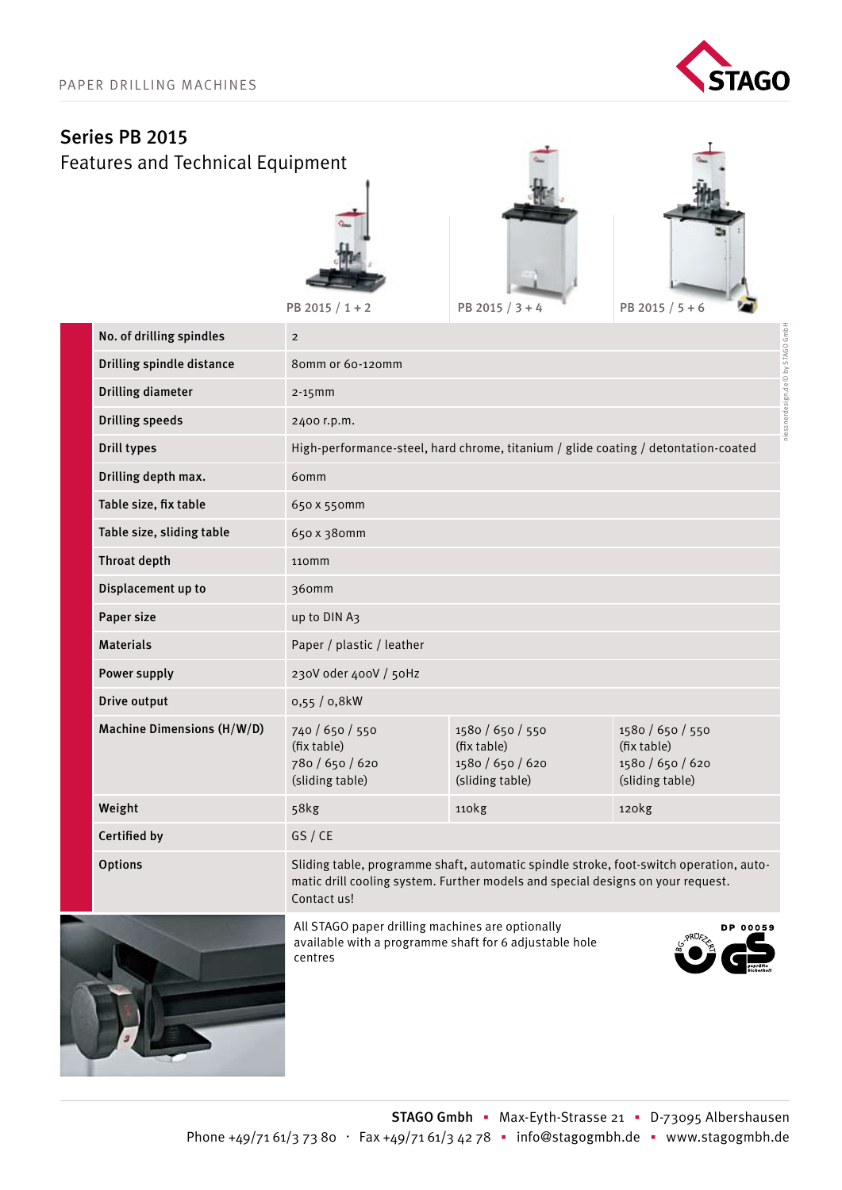## Series PB 2015

Features and Technical Equipment

| | PB 2015 / 1 + 2 | PB 2015 / 3 + 4 | PB 2015 / 5 + 6 |
|---|---|---|---|
| **No. of drilling spindles** | 2 | | |
| **Drilling spindle distance** | 80mm or 60-120mm | | |
| **Drilling diameter** | 2-15mm | | |
| **Drilling speeds** | 2400 r.p.m. | | |
| **Drill types** | High-performance-steel, hard chrome, titanium / glide coating / detontation-coated | | |
| **Drilling depth max.** | 60mm | | |
| **Table size, fix table** | 650 x 550mm | | |
| **Table size, sliding table** | 650 x 380mm | | |
| **Throat depth** | 110mm | | |
| **Displacement up to** | 360mm | | |
| **Paper size** | up to DIN A3 | | |
| **Materials** | Paper / plastic / leather | | |
| **Power supply** | 230V oder 400V / 50Hz | | |
| **Drive output** | 0,55 / 0,8kW | | |
| **Machine Dimensions (H/W/D)** | 740 / 650 / 550 (fix table) 780 / 650 / 620 (sliding table) | 1580 / 650 / 550 (fix table) 1580 / 650 / 620 (sliding table) | 1580 / 650 / 550 (fix table) 1580 / 650 / 620 (sliding table) |
| **Weight** | 58kg | 110kg | 120kg |
| **Certified by** | GS / CE | | |
| **Options** | Sliding table, programme shaft, automatic spindle stroke, foot-switch operation, automatic drill cooling system. Further models and special designs on your request. Contact us! | | |

All STAGO paper drilling machines are optionally available with a programme shaft for 6 adjustable hole centres

DP 00059

**STAGO Gmbh** ▪ Max-Eyth-Strasse 21 ▪ D-73095 Albershausen
Phone +49/71 61/3 73 80 · Fax +49/71 61/3 42 78 ▪ info@stagogmbh.de ▪ www.stagogmbh.de